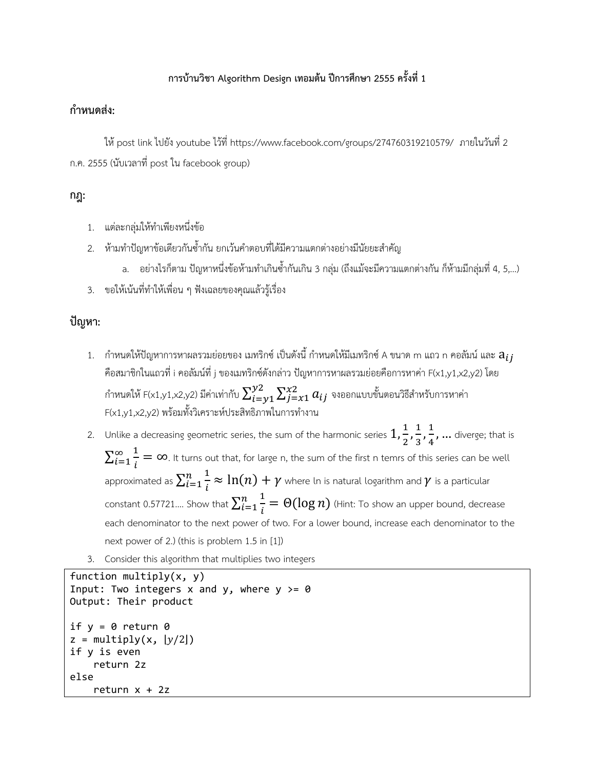# การบ้านวิชา Algorithm Design เทอมต้น ปีการศึกษา 2555 ครั้งที่ 1

## กำหนดส่ง:

ให้ post link ไปยัง youtube ไว้ที่ https://www.facebook.com/groups/274760319210579/ ภายในวันที่ 2 ก.ค. 2555 (นับเวลาที่ post ใน facebook group)

## กฎ:

1. แต่ละกลุ่มให้ทำเพียงหนึ่งข้อ
2. ห้ามทำปัญหาข้อเดียวกันซ้ำกัน ยกเว้นคำตอบที่ได้มีความแตกต่างอย่างมีนัยยะสำคัญ
    a. อย่างไรก็ตาม ปัญหาหนึ่งข้อห้ามทำเกินซ้ำกันเกิน 3 กลุ่ม (ถึงแม้จะมีความแตกต่างกัน ก็ห้ามมีกลุ่มที่ 4, 5,...)
3. ขอให้เน้นที่ทำให้เพื่อน ๆ ฟังเฉลยของคุณแล้วรู้เรื่อง

## ปัญหา:

1. กำหนดให้ปัญหาการหาผลรวมย่อยของ เมทริกซ์ เป็นดังนี้ กำหนดให้มีเมทริกซ์ A ขนาด m แถว n คอลัมน์ และ $a_{ij}$ คือสมาชิกในแถวที่ i คอลัมน์ที่ j ของเมทริกซ์ดังกล่าว ปัญหาการหาผลรวมย่อยคือการหาค่า F(x1,y1,x2,y2) โดยกำหนดให้ F(x1,y1,x2,y2) มีค่าเท่ากับ $\sum_{i=y1}^{y2}\sum_{j=x1}^{x2} a_{ij}$ จงออกแบบขั้นตอนวิธีสำหรับการหาค่า F(x1,y1,x2,y2) พร้อมทั้งวิเคราะห์ประสิทธิภาพในการทำงาน
2. Unlike a decreasing geometric series, the sum of the harmonic series $1, \frac{1}{2}, \frac{1}{3}, \frac{1}{4}, \ldots$ diverge; that is $\sum_{i=1}^{\infty} \frac{1}{i} = \infty$. It turns out that, for large n, the sum of the first n temrs of this series can be well approximated as $\sum_{i=1}^{n} \frac{1}{i} \approx \ln(n) + \gamma$ where ln is natural logarithm and $\gamma$ is a particular constant 0.57721.... Show that $\sum_{i=1}^{n} \frac{1}{i} = \Theta(\log n)$ (Hint: To show an upper bound, decrease each denominator to the next power of two. For a lower bound, increase each denominator to the next power of 2.) (this is problem 1.5 in [1])
3. Consider this algorithm that multiplies two integers

```
function multiply(x, y)
Input: Two integers x and y, where y >= 0
Output: Their product

if y = 0 return 0
z = multiply(x, ⌊y/2⌋)
if y is even
    return 2z
else
    return x + 2z
```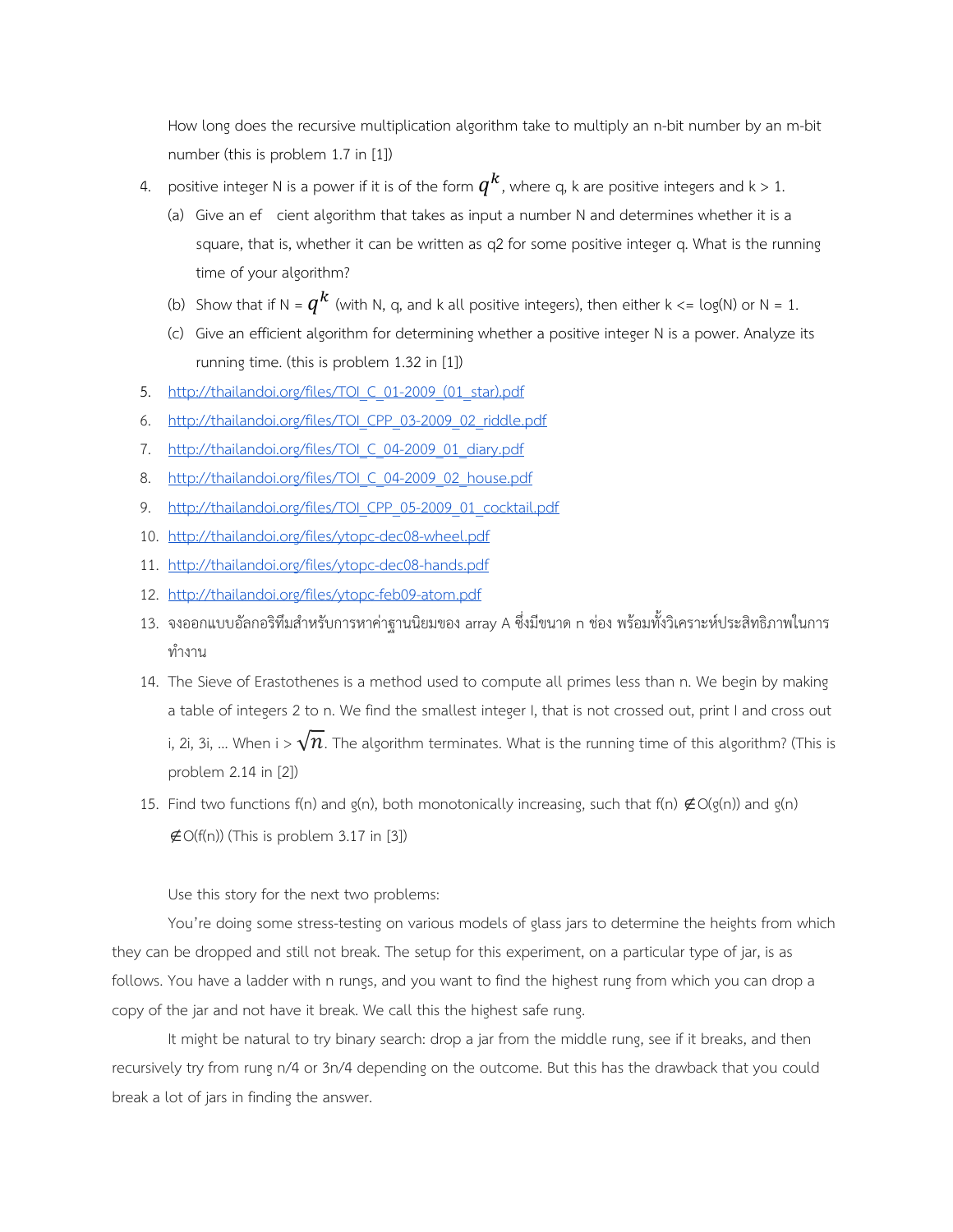How long does the recursive multiplication algorithm take to multiply an n-bit number by an m-bit number (this is problem 1.7 in [1])

4. positive integer N is a power if it is of the form $q^k$, where q, k are positive integers and k > 1.
   (a) Give an ef cient algorithm that takes as input a number N and determines whether it is a square, that is, whether it can be written as q2 for some positive integer q. What is the running time of your algorithm?
   (b) Show that if N = $q^k$ (with N, q, and k all positive integers), then either k <= log(N) or N = 1.
   (c) Give an efficient algorithm for determining whether a positive integer N is a power. Analyze its running time. (this is problem 1.32 in [1])
5. http://thailandoi.org/files/TOI_C_01-2009_(01_star).pdf
6. http://thailandoi.org/files/TOI_CPP_03-2009_02_riddle.pdf
7. http://thailandoi.org/files/TOI_C_04-2009_01_diary.pdf
8. http://thailandoi.org/files/TOI_C_04-2009_02_house.pdf
9. http://thailandoi.org/files/TOI_CPP_05-2009_01_cocktail.pdf
10. http://thailandoi.org/files/ytopc-dec08-wheel.pdf
11. http://thailandoi.org/files/ytopc-dec08-hands.pdf
12. http://thailandoi.org/files/ytopc-feb09-atom.pdf
13. จงออกแบบอัลกอริทึมสำหรับการหาค่าฐานนิยมของ array A ซึ่งมีขนาด n ช่อง พร้อมทั้งวิเคราะห์ประสิทธิภาพในการทำงาน
14. The Sieve of Erastothenes is a method used to compute all primes less than n. We begin by making a table of integers 2 to n. We find the smallest integer I, that is not crossed out, print I and cross out i, 2i, 3i, … When i > $\sqrt{n}$. The algorithm terminates. What is the running time of this algorithm? (This is problem 2.14 in [2])
15. Find two functions f(n) and g(n), both monotonically increasing, such that f(n) $\notin$ O(g(n)) and g(n) $\notin$ O(f(n)) (This is problem 3.17 in [3])

Use this story for the next two problems:

You're doing some stress-testing on various models of glass jars to determine the heights from which they can be dropped and still not break. The setup for this experiment, on a particular type of jar, is as follows. You have a ladder with n rungs, and you want to find the highest rung from which you can drop a copy of the jar and not have it break. We call this the highest safe rung.

It might be natural to try binary search: drop a jar from the middle rung, see if it breaks, and then recursively try from rung n/4 or 3n/4 depending on the outcome. But this has the drawback that you could break a lot of jars in finding the answer.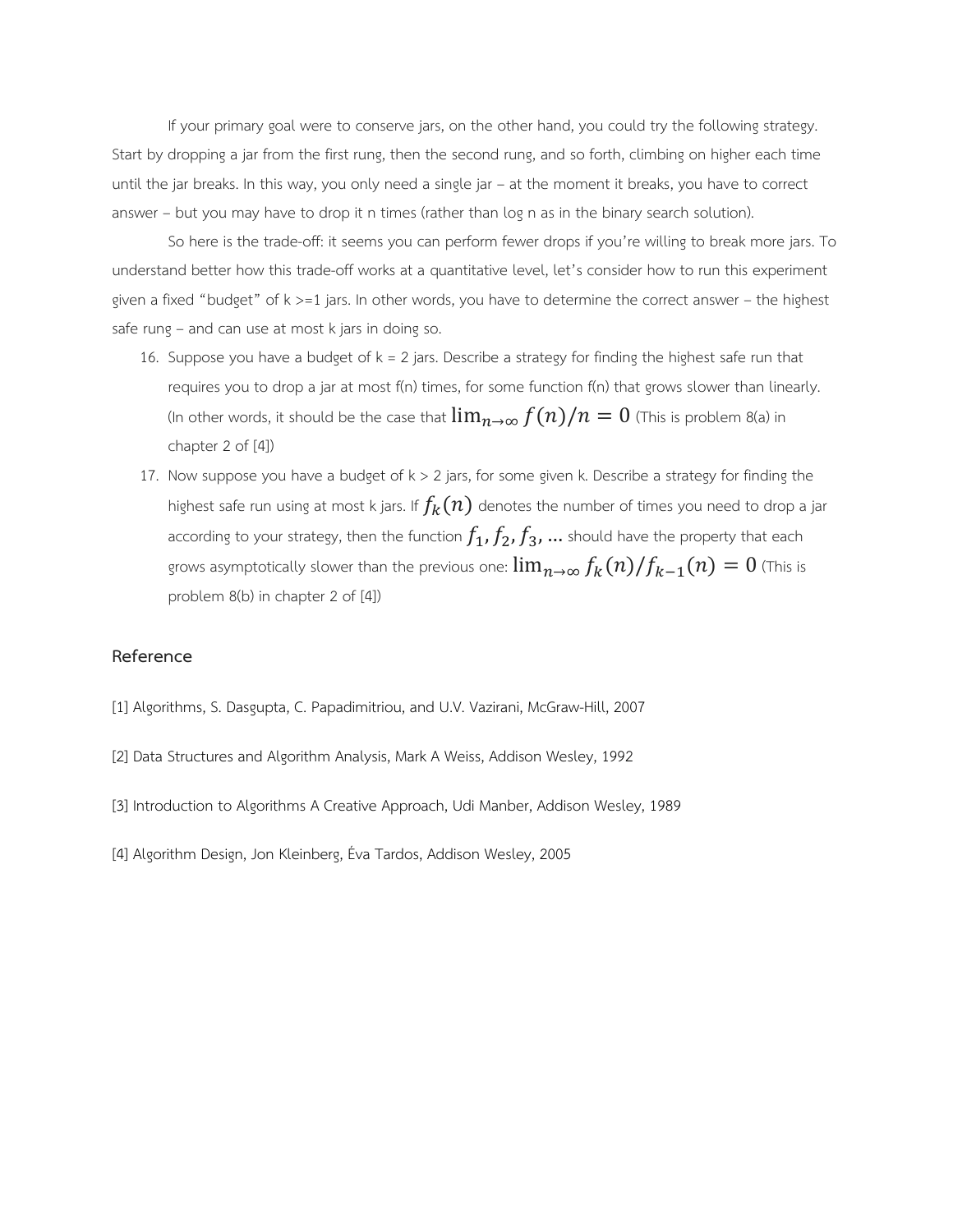If your primary goal were to conserve jars, on the other hand, you could try the following strategy. Start by dropping a jar from the first rung, then the second rung, and so forth, climbing on higher each time until the jar breaks. In this way, you only need a single jar – at the moment it breaks, you have to correct answer – but you may have to drop it n times (rather than log n as in the binary search solution).

So here is the trade-off: it seems you can perform fewer drops if you're willing to break more jars. To understand better how this trade-off works at a quantitative level, let's consider how to run this experiment given a fixed "budget" of k >=1 jars. In other words, you have to determine the correct answer – the highest safe rung – and can use at most k jars in doing so.

16. Suppose you have a budget of k = 2 jars. Describe a strategy for finding the highest safe run that requires you to drop a jar at most f(n) times, for some function f(n) that grows slower than linearly. (In other words, it should be the case that $\lim_{n\to\infty} f(n)/n = 0$ (This is problem 8(a) in chapter 2 of [4])
17. Now suppose you have a budget of k > 2 jars, for some given k. Describe a strategy for finding the highest safe run using at most k jars. If $f_k(n)$ denotes the number of times you need to drop a jar according to your strategy, then the function $f_1, f_2, f_3, \ldots$ should have the property that each grows asymptotically slower than the previous one: $\lim_{n\to\infty} f_k(n)/f_{k-1}(n) = 0$ (This is problem 8(b) in chapter 2 of [4])

## Reference

[1] Algorithms, S. Dasgupta, C. Papadimitriou, and U.V. Vazirani, McGraw-Hill, 2007

[2] Data Structures and Algorithm Analysis, Mark A Weiss, Addison Wesley, 1992

[3] Introduction to Algorithms A Creative Approach, Udi Manber, Addison Wesley, 1989

[4] Algorithm Design, Jon Kleinberg, Éva Tardos, Addison Wesley, 2005